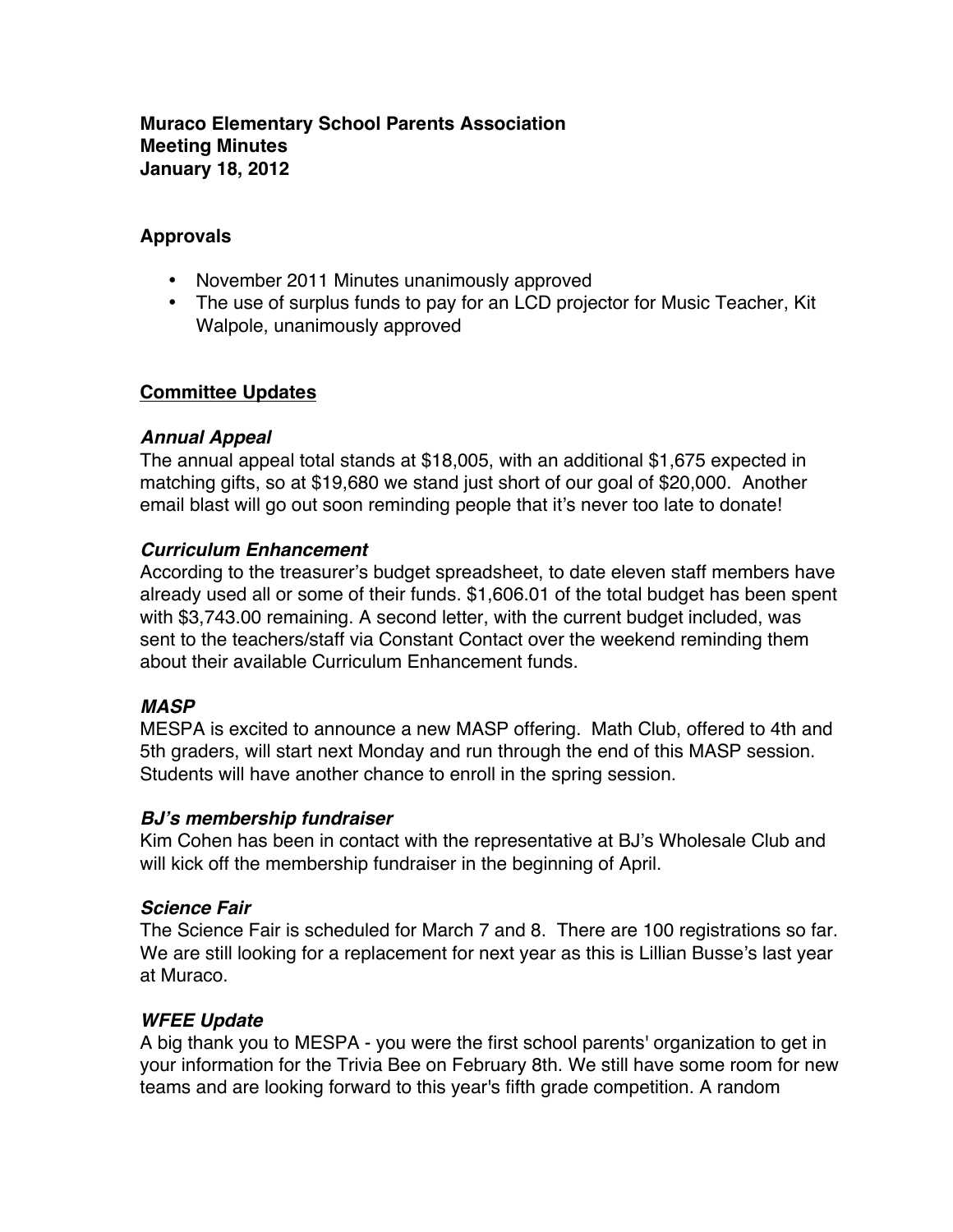**Muraco Elementary School Parents Association**
**Meeting Minutes**
**January 18, 2012**

## Approvals

- November 2011 Minutes unanimously approved
- The use of surplus funds to pay for an LCD projector for Music Teacher, Kit Walpole, unanimously approved

## Committee Updates

### *Annual Appeal*

The annual appeal total stands at $18,005, with an additional $1,675 expected in matching gifts, so at $19,680 we stand just short of our goal of $20,000. Another email blast will go out soon reminding people that it's never too late to donate!

### *Curriculum Enhancement*

According to the treasurer's budget spreadsheet, to date eleven staff members have already used all or some of their funds. $1,606.01 of the total budget has been spent with $3,743.00 remaining. A second letter, with the current budget included, was sent to the teachers/staff via Constant Contact over the weekend reminding them about their available Curriculum Enhancement funds.

### *MASP*

MESPA is excited to announce a new MASP offering. Math Club, offered to 4th and 5th graders, will start next Monday and run through the end of this MASP session. Students will have another chance to enroll in the spring session.

### *BJ's membership fundraiser*

Kim Cohen has been in contact with the representative at BJ's Wholesale Club and will kick off the membership fundraiser in the beginning of April.

### *Science Fair*

The Science Fair is scheduled for March 7 and 8. There are 100 registrations so far. We are still looking for a replacement for next year as this is Lillian Busse's last year at Muraco.

### *WFEE Update*

A big thank you to MESPA - you were the first school parents' organization to get in your information for the Trivia Bee on February 8th. We still have some room for new teams and are looking forward to this year's fifth grade competition. A random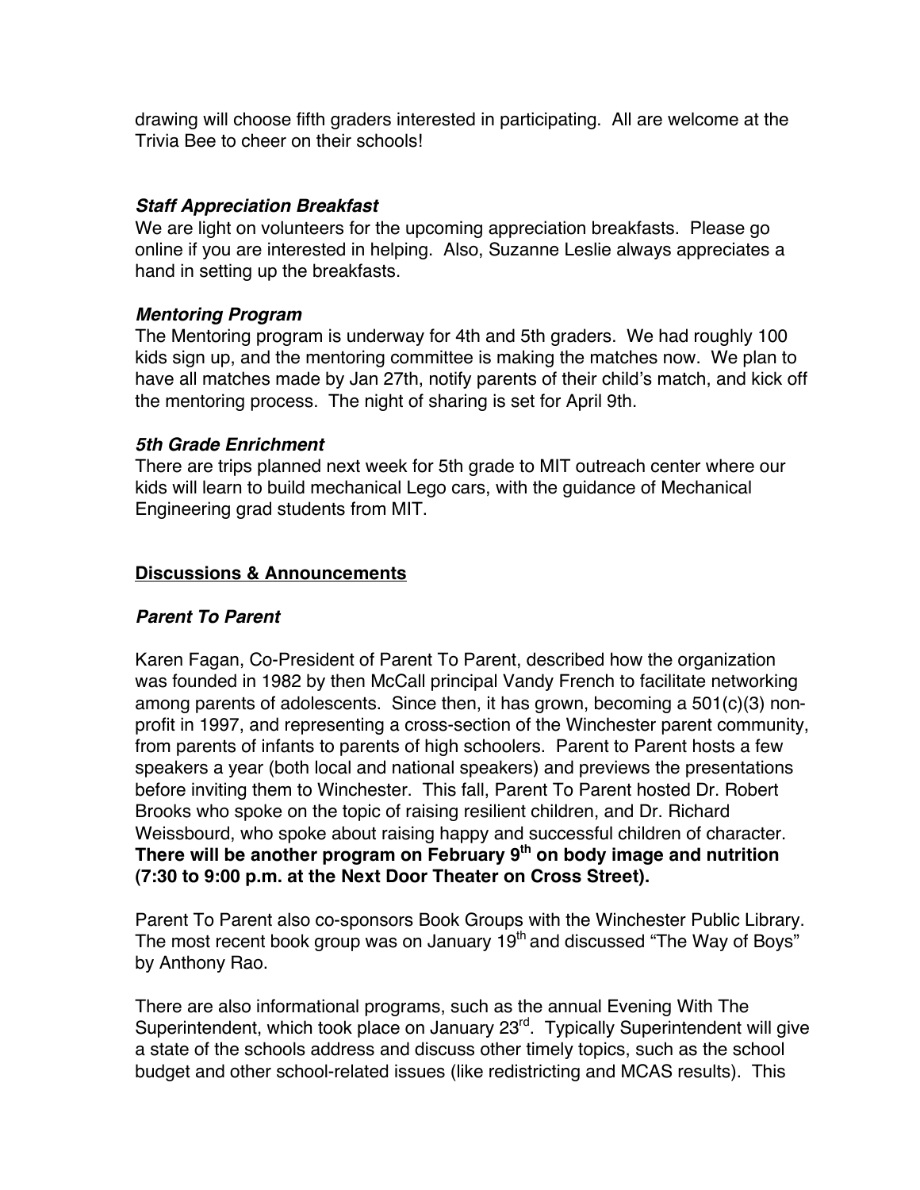drawing will choose fifth graders interested in participating. All are welcome at the Trivia Bee to cheer on their schools!

***Staff Appreciation Breakfast***

We are light on volunteers for the upcoming appreciation breakfasts. Please go online if you are interested in helping. Also, Suzanne Leslie always appreciates a hand in setting up the breakfasts.

***Mentoring Program***

The Mentoring program is underway for 4th and 5th graders. We had roughly 100 kids sign up, and the mentoring committee is making the matches now. We plan to have all matches made by Jan 27th, notify parents of their child's match, and kick off the mentoring process. The night of sharing is set for April 9th.

***5th Grade Enrichment***

There are trips planned next week for 5th grade to MIT outreach center where our kids will learn to build mechanical Lego cars, with the guidance of Mechanical Engineering grad students from MIT.

## <u>Discussions & Announcements</u>

***Parent To Parent***

Karen Fagan, Co-President of Parent To Parent, described how the organization was founded in 1982 by then McCall principal Vandy French to facilitate networking among parents of adolescents. Since then, it has grown, becoming a 501(c)(3) non-profit in 1997, and representing a cross-section of the Winchester parent community, from parents of infants to parents of high schoolers. Parent to Parent hosts a few speakers a year (both local and national speakers) and previews the presentations before inviting them to Winchester. This fall, Parent To Parent hosted Dr. Robert Brooks who spoke on the topic of raising resilient children, and Dr. Richard Weissbourd, who spoke about raising happy and successful children of character. **There will be another program on February 9th on body image and nutrition (7:30 to 9:00 p.m. at the Next Door Theater on Cross Street).**

Parent To Parent also co-sponsors Book Groups with the Winchester Public Library. The most recent book group was on January 19th and discussed "The Way of Boys" by Anthony Rao.

There are also informational programs, such as the annual Evening With The Superintendent, which took place on January 23rd. Typically Superintendent will give a state of the schools address and discuss other timely topics, such as the school budget and other school-related issues (like redistricting and MCAS results). This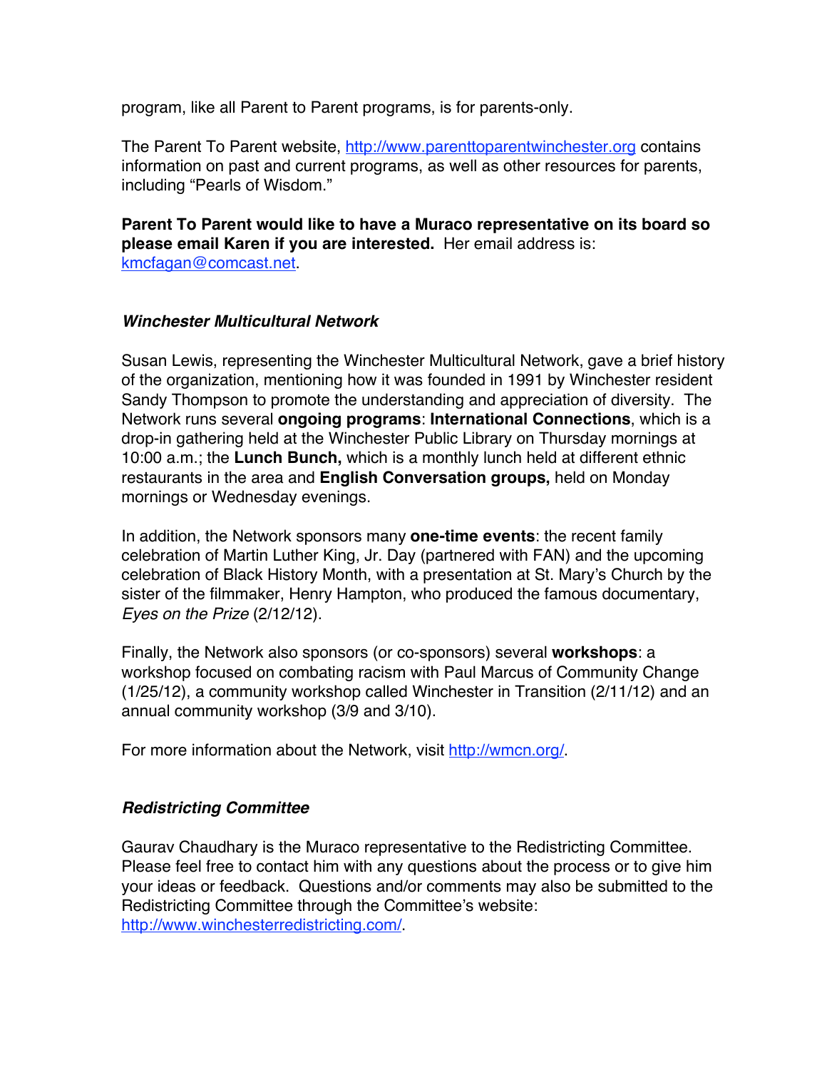program, like all Parent to Parent programs, is for parents-only.

The Parent To Parent website, http://www.parenttoparentwinchester.org contains information on past and current programs, as well as other resources for parents, including "Pearls of Wisdom."

**Parent To Parent would like to have a Muraco representative on its board so please email Karen if you are interested.** Her email address is: kmcfagan@comcast.net.

### *Winchester Multicultural Network*

Susan Lewis, representing the Winchester Multicultural Network, gave a brief history of the organization, mentioning how it was founded in 1991 by Winchester resident Sandy Thompson to promote the understanding and appreciation of diversity. The Network runs several **ongoing programs**: **International Connections**, which is a drop-in gathering held at the Winchester Public Library on Thursday mornings at 10:00 a.m.; the **Lunch Bunch,** which is a monthly lunch held at different ethnic restaurants in the area and **English Conversation groups,** held on Monday mornings or Wednesday evenings.

In addition, the Network sponsors many **one-time events**: the recent family celebration of Martin Luther King, Jr. Day (partnered with FAN) and the upcoming celebration of Black History Month, with a presentation at St. Mary's Church by the sister of the filmmaker, Henry Hampton, who produced the famous documentary, *Eyes on the Prize* (2/12/12).

Finally, the Network also sponsors (or co-sponsors) several **workshops**: a workshop focused on combating racism with Paul Marcus of Community Change (1/25/12), a community workshop called Winchester in Transition (2/11/12) and an annual community workshop (3/9 and 3/10).

For more information about the Network, visit http://wmcn.org/.

### *Redistricting Committee*

Gaurav Chaudhary is the Muraco representative to the Redistricting Committee. Please feel free to contact him with any questions about the process or to give him your ideas or feedback. Questions and/or comments may also be submitted to the Redistricting Committee through the Committee's website: http://www.winchesterredistricting.com/.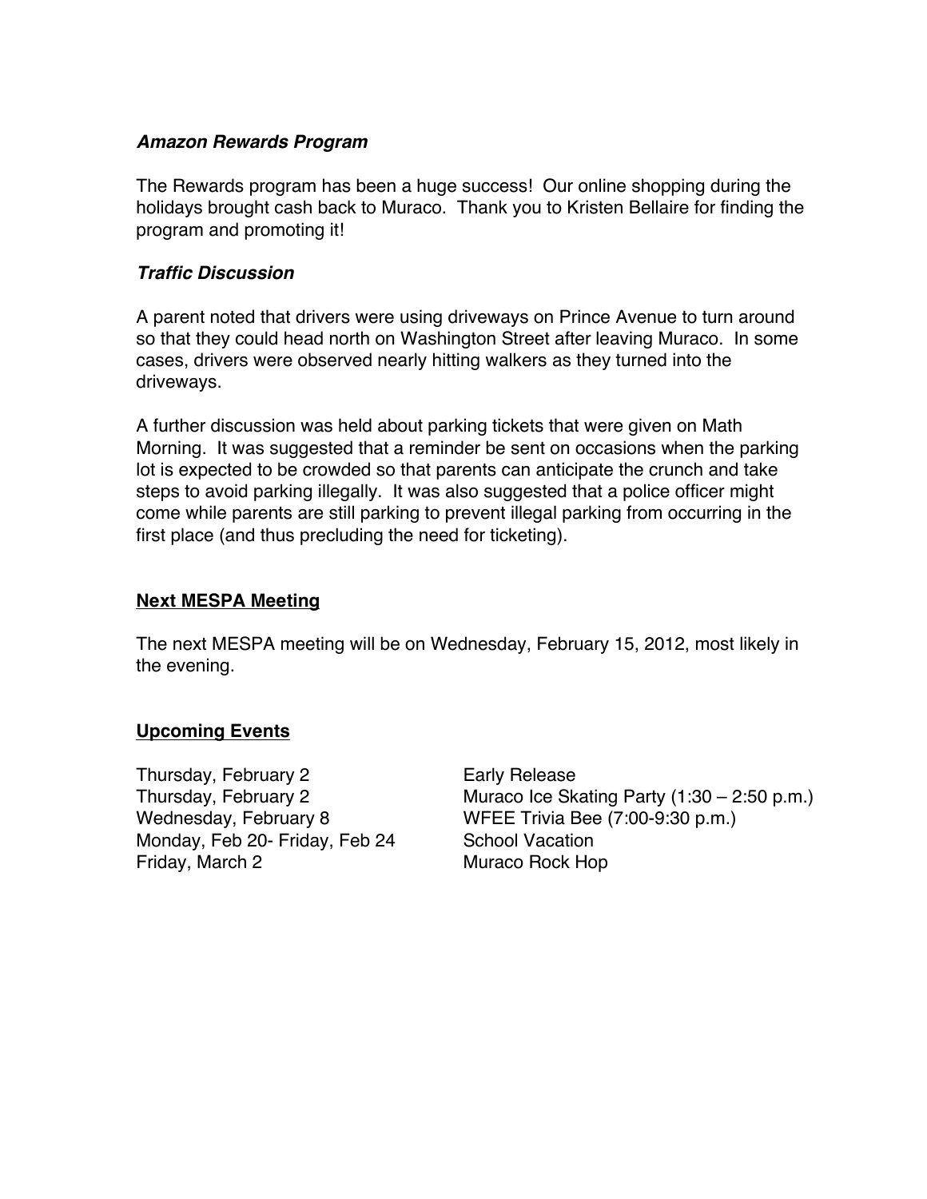***Amazon Rewards Program***

The Rewards program has been a huge success! Our online shopping during the holidays brought cash back to Muraco. Thank you to Kristen Bellaire for finding the program and promoting it!

***Traffic Discussion***

A parent noted that drivers were using driveways on Prince Avenue to turn around so that they could head north on Washington Street after leaving Muraco. In some cases, drivers were observed nearly hitting walkers as they turned into the driveways.

A further discussion was held about parking tickets that were given on Math Morning. It was suggested that a reminder be sent on occasions when the parking lot is expected to be crowded so that parents can anticipate the crunch and take steps to avoid parking illegally. It was also suggested that a police officer might come while parents are still parking to prevent illegal parking from occurring in the first place (and thus precluding the need for ticketing).

## Next MESPA Meeting

The next MESPA meeting will be on Wednesday, February 15, 2012, most likely in the evening.

## Upcoming Events

| | |
|---|---|
| Thursday, February 2 | Early Release |
| Thursday, February 2 | Muraco Ice Skating Party (1:30 – 2:50 p.m.) |
| Wednesday, February 8 | WFEE Trivia Bee (7:00-9:30 p.m.) |
| Monday, Feb 20- Friday, Feb 24 | School Vacation |
| Friday, March 2 | Muraco Rock Hop |